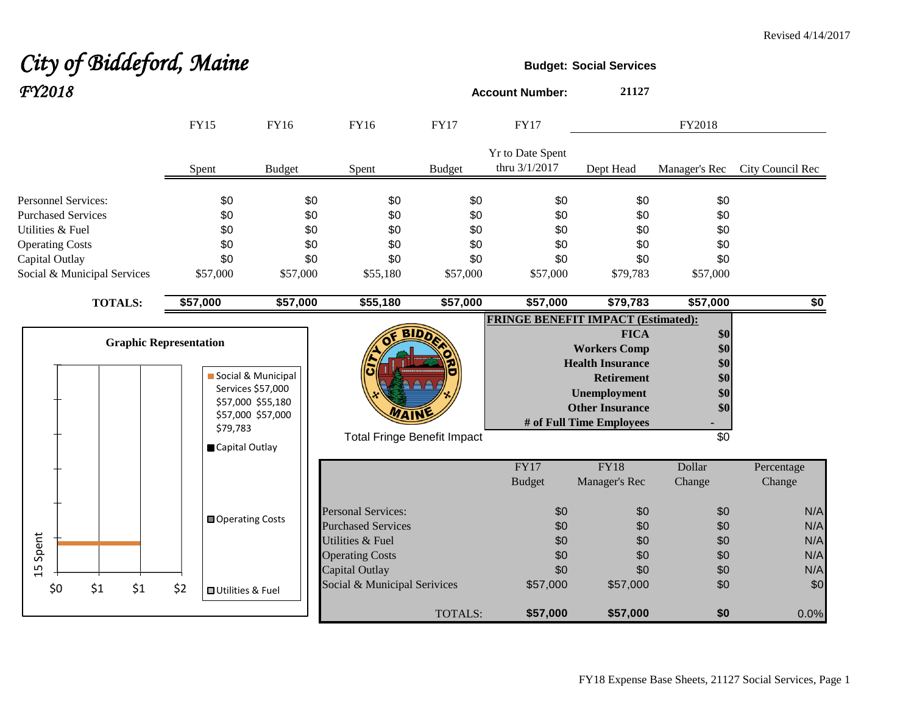Revised 4/14/2017

# *City of Biddeford, Maine*

## *FY2018*

**Budget: Social Services**

**Account Number: 21127**

| | FY15 | FY16 | FY16 | FY17 | FY17 | FY2018 | | |
|---|---|---|---|---|---|---|---|---|
| | Spent | Budget | Spent | Budget | Yr to Date Spent thru 3/1/2017 | Dept Head | Manager's Rec | City Council Rec |
| Personnel Services: | $0 | $0 | $0 | $0 | $0 | $0 | $0 | |
| Purchased Services | $0 | $0 | $0 | $0 | $0 | $0 | $0 | |
| Utilities & Fuel | $0 | $0 | $0 | $0 | $0 | $0 | $0 | |
| Operating Costs | $0 | $0 | $0 | $0 | $0 | $0 | $0 | |
| Capital Outlay | $0 | $0 | $0 | $0 | $0 | $0 | $0 | |
| Social & Municipal Services | $57,000 | $57,000 | $55,180 | $57,000 | $57,000 | $79,783 | $57,000 | |
| **TOTALS:** | **$57,000** | **$57,000** | **$55,180** | **$57,000** | **$57,000** | **$79,783** | **$57,000** | **$0** |

**Graphic Representation**

Social & Municipal Services $57,000 $57,000 $55,180 $57,000 $57,000 $79,783

Capital Outlay

Operating Costs

Utilities & Fuel

| **FRINGE BENEFIT IMPACT (Estimated):** | |
|---|---|
| **FICA** | **$0** |
| **Workers Comp** | **$0** |
| **Health Insurance** | **$0** |
| **Retirement** | **$0** |
| **Unemployment** | **$0** |
| **Other Insurance** | **$0** |
| **# of Full Time Employees** | **-** |
| Total Fringe Benefit Impact | $0 |

| | FY17 Budget | FY18 Manager's Rec | Dollar Change | Percentage Change |
|---|---|---|---|---|
| Personal Services: | $0 | $0 | $0 | N/A |
| Purchased Services | $0 | $0 | $0 | N/A |
| Utilities & Fuel | $0 | $0 | $0 | N/A |
| Operating Costs | $0 | $0 | $0 | N/A |
| Capital Outlay | $0 | $0 | $0 | N/A |
| Social & Municipal Serivices | $57,000 | $57,000 | $0 | $0 |
| TOTALS: | **$57,000** | **$57,000** | **$0** | 0.0% |

FY18 Expense Base Sheets, 21127 Social Services, Page 1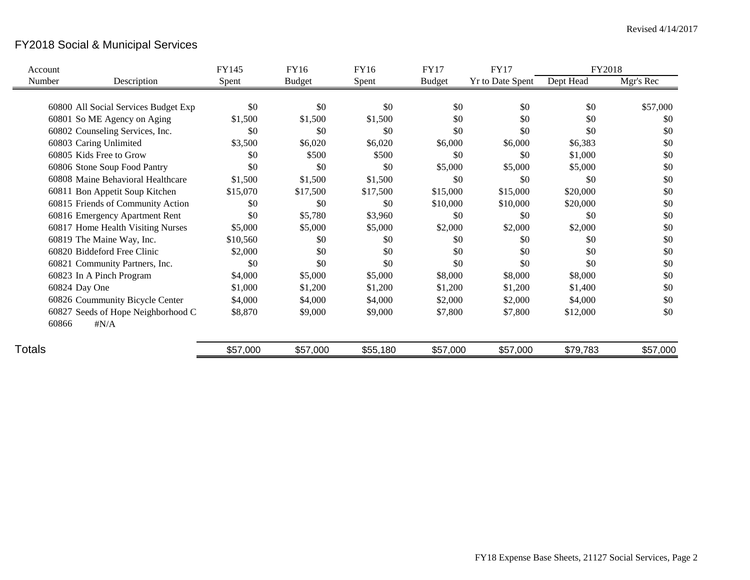Revised 4/14/2017

# FY2018 Social & Municipal Services

| Account Number | Description | FY145 Spent | FY16 Budget | FY16 Spent | FY17 Budget | FY17 Yr to Date Spent | FY2018 Dept Head | FY2018 Mgr's Rec |
|---|---|---|---|---|---|---|---|---|
| 60800 | All Social Services Budget Exp | $0 | $0 | $0 | $0 | $0 | $0 | $57,000 |
| 60801 | So ME Agency on Aging | $1,500 | $1,500 | $1,500 | $0 | $0 | $0 | $0 |
| 60802 | Counseling Services, Inc. | $0 | $0 | $0 | $0 | $0 | $0 | $0 |
| 60803 | Caring Unlimited | $3,500 | $6,020 | $6,020 | $6,000 | $6,000 | $6,383 | $0 |
| 60805 | Kids Free to Grow | $0 | $500 | $500 | $0 | $0 | $1,000 | $0 |
| 60806 | Stone Soup Food Pantry | $0 | $0 | $0 | $5,000 | $5,000 | $5,000 | $0 |
| 60808 | Maine Behavioral Healthcare | $1,500 | $1,500 | $1,500 | $0 | $0 | $0 | $0 |
| 60811 | Bon Appetit Soup Kitchen | $15,070 | $17,500 | $17,500 | $15,000 | $15,000 | $20,000 | $0 |
| 60815 | Friends of Community Action | $0 | $0 | $0 | $10,000 | $10,000 | $20,000 | $0 |
| 60816 | Emergency Apartment Rent | $0 | $5,780 | $3,960 | $0 | $0 | $0 | $0 |
| 60817 | Home Health Visiting Nurses | $5,000 | $5,000 | $5,000 | $2,000 | $2,000 | $2,000 | $0 |
| 60819 | The Maine Way, Inc. | $10,560 | $0 | $0 | $0 | $0 | $0 | $0 |
| 60820 | Biddeford Free Clinic | $2,000 | $0 | $0 | $0 | $0 | $0 | $0 |
| 60821 | Community Partners, Inc. | $0 | $0 | $0 | $0 | $0 | $0 | $0 |
| 60823 | In A Pinch Program | $4,000 | $5,000 | $5,000 | $8,000 | $8,000 | $8,000 | $0 |
| 60824 | Day One | $1,000 | $1,200 | $1,200 | $1,200 | $1,200 | $1,400 | $0 |
| 60826 | Coummunity Bicycle Center | $4,000 | $4,000 | $4,000 | $2,000 | $2,000 | $4,000 | $0 |
| 60827 | Seeds of Hope Neighborhood C | $8,870 | $9,000 | $9,000 | $7,800 | $7,800 | $12,000 | $0 |
| 60866 | #N/A | | | | | | | |
| **Totals** | | $57,000 | $57,000 | $55,180 | $57,000 | $57,000 | $79,783 | $57,000 |

FY18 Expense Base Sheets, 21127 Social Services, Page 2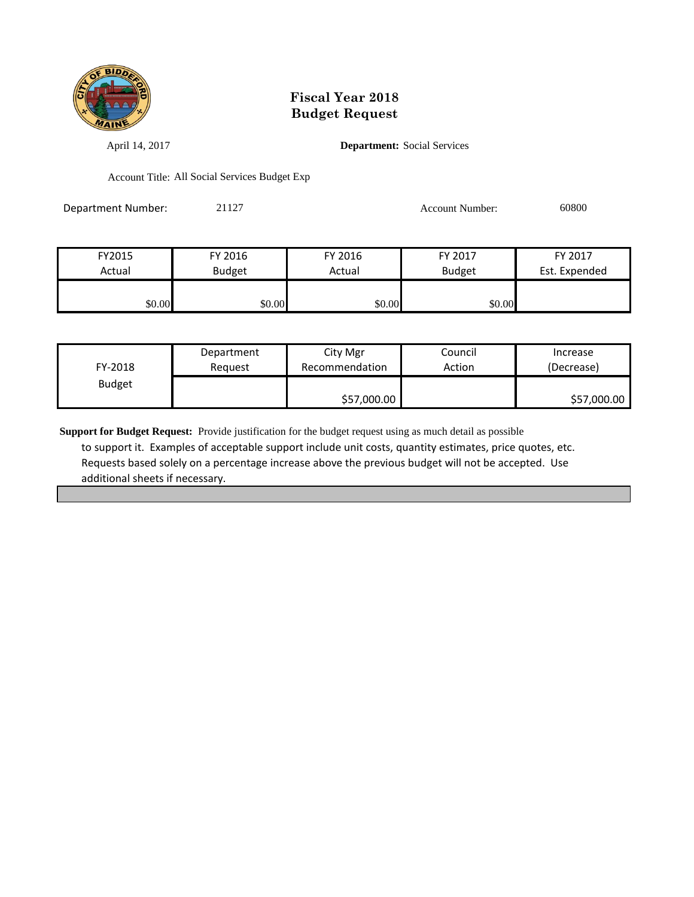# Fiscal Year 2018
# Budget Request

April 14, 2017

**Department:** Social Services

Account Title: All Social Services Budget Exp

Department Number: 21127

Account Number: 60800

| FY2015 Actual | FY 2016 Budget | FY 2016 Actual | FY 2017 Budget | FY 2017 Est. Expended |
|---|---|---|---|---|
| $0.00 | $0.00 | $0.00 | $0.00 | |

| FY-2018 Budget | Department Request | City Mgr Recommendation | Council Action | Increase (Decrease) |
|---|---|---|---|---|
| | | $57,000.00 | | $57,000.00 |

**Support for Budget Request:** Provide justification for the budget request using as much detail as possible to support it. Examples of acceptable support include unit costs, quantity estimates, price quotes, etc. Requests based solely on a percentage increase above the previous budget will not be accepted. Use additional sheets if necessary.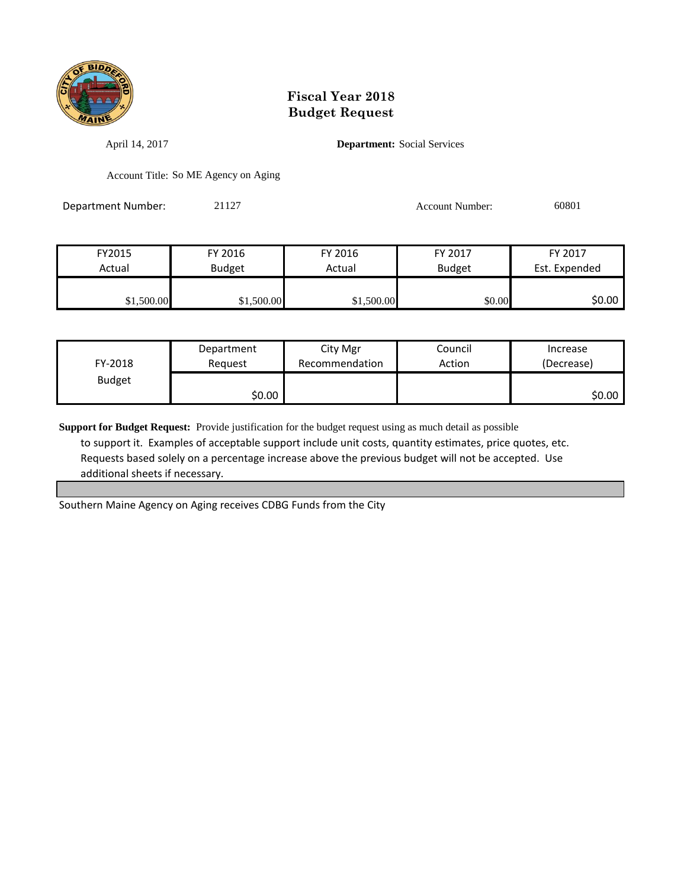# Fiscal Year 2018
# Budget Request

April 14, 2017

**Department:** Social Services

Account Title: So ME Agency on Aging

Department Number: 21127

Account Number: 60801

| FY2015 Actual | FY 2016 Budget | FY 2016 Actual | FY 2017 Budget | FY 2017 Est. Expended |
|---|---|---|---|---|
| $1,500.00 | $1,500.00 | $1,500.00 | $0.00 | $0.00 |

| FY-2018 Budget | Department Request | City Mgr Recommendation | Council Action | Increase (Decrease) |
|---|---|---|---|---|
| | $0.00 | | | $0.00 |

**Support for Budget Request:** Provide justification for the budget request using as much detail as possible to support it. Examples of acceptable support include unit costs, quantity estimates, price quotes, etc. Requests based solely on a percentage increase above the previous budget will not be accepted. Use additional sheets if necessary.

Southern Maine Agency on Aging receives CDBG Funds from the City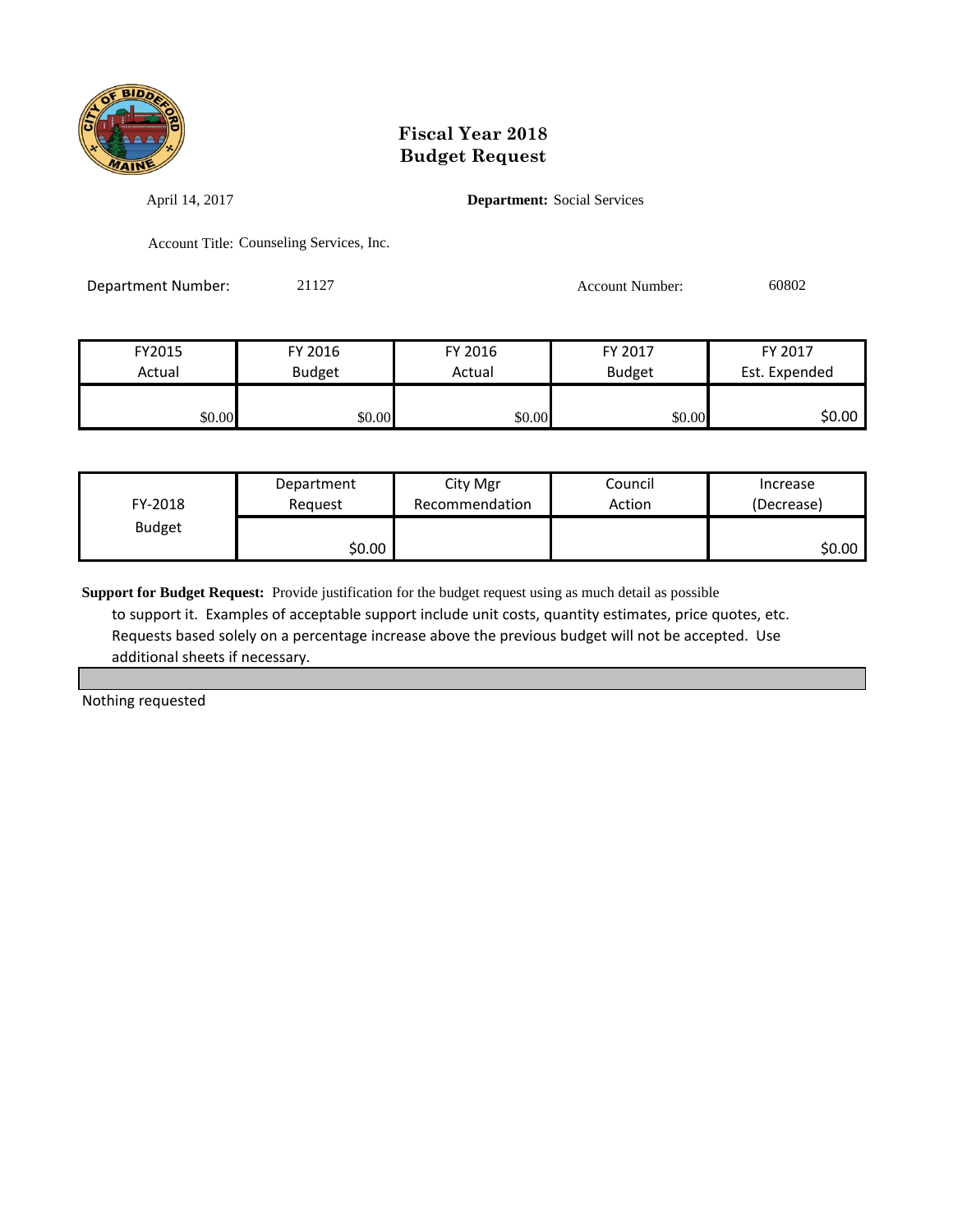# Fiscal Year 2018
# Budget Request

April 14, 2017

**Department:** Social Services

Account Title: Counseling Services, Inc.

Department Number: 21127

Account Number: 60802

| FY2015 Actual | FY 2016 Budget | FY 2016 Actual | FY 2017 Budget | FY 2017 Est. Expended |
|---|---|---|---|---|
| $0.00 | $0.00 | $0.00 | $0.00 | $0.00 |

| FY-2018 Budget | Department Request | City Mgr Recommendation | Council Action | Increase (Decrease) |
|---|---|---|---|---|
| | $0.00 | | | $0.00 |

**Support for Budget Request:** Provide justification for the budget request using as much detail as possible to support it. Examples of acceptable support include unit costs, quantity estimates, price quotes, etc. Requests based solely on a percentage increase above the previous budget will not be accepted. Use additional sheets if necessary.

Nothing requested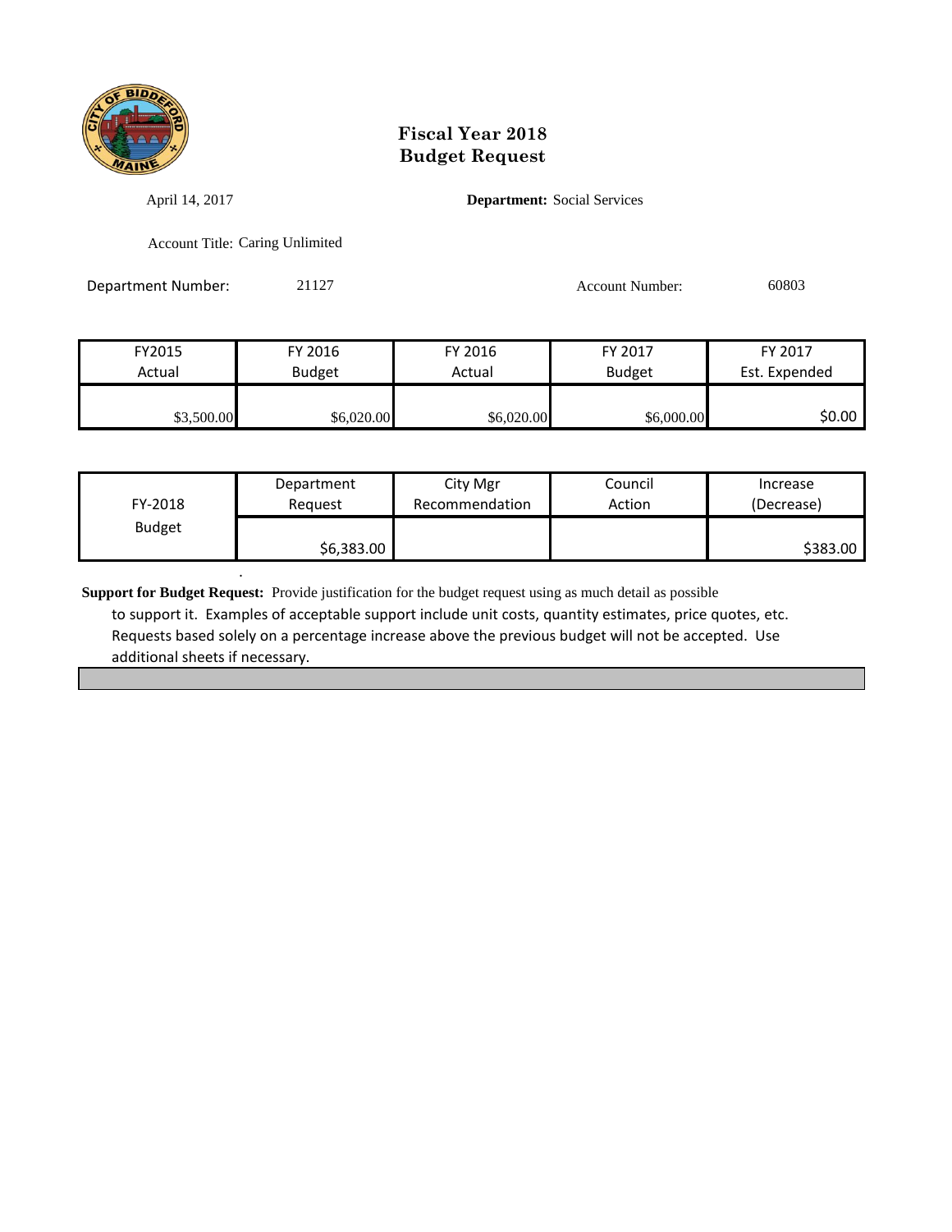# Fiscal Year 2018
# Budget Request

April 14, 2017

**Department:** Social Services

Account Title: Caring Unlimited

Department Number: 21127

Account Number: 60803

| FY2015 Actual | FY 2016 Budget | FY 2016 Actual | FY 2017 Budget | FY 2017 Est. Expended |
|---|---|---|---|---|
| $3,500.00 | $6,020.00 | $6,020.00 | $6,000.00 | $0.00 |

| FY-2018 Budget | Department Request | City Mgr Recommendation | Council Action | Increase (Decrease) |
|---|---|---|---|---|
| | $6,383.00 | | | $383.00 |

**Support for Budget Request:** Provide justification for the budget request using as much detail as possible to support it. Examples of acceptable support include unit costs, quantity estimates, price quotes, etc. Requests based solely on a percentage increase above the previous budget will not be accepted. Use additional sheets if necessary.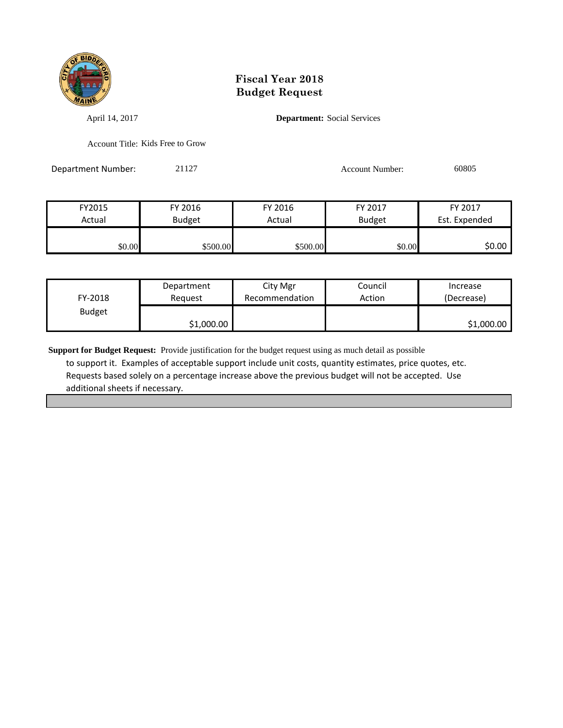# Fiscal Year 2018
# Budget Request

April 14, 2017

**Department:** Social Services

Account Title: Kids Free to Grow

Department Number: 21127

Account Number: 60805

| FY2015 Actual | FY 2016 Budget | FY 2016 Actual | FY 2017 Budget | FY 2017 Est. Expended |
|---|---|---|---|---|
| $0.00 | $500.00 | $500.00 | $0.00 | $0.00 |

| FY-2018 Budget | Department Request | City Mgr Recommendation | Council Action | Increase (Decrease) |
|---|---|---|---|---|
| | $1,000.00 | | | $1,000.00 |

**Support for Budget Request:** Provide justification for the budget request using as much detail as possible to support it. Examples of acceptable support include unit costs, quantity estimates, price quotes, etc. Requests based solely on a percentage increase above the previous budget will not be accepted. Use additional sheets if necessary.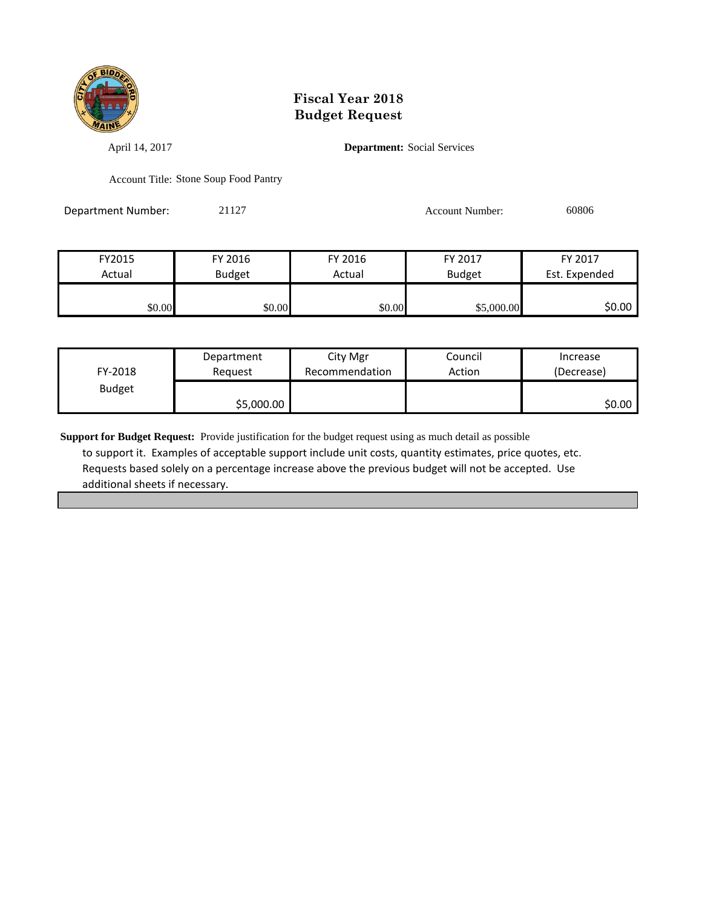# Fiscal Year 2018
# Budget Request

April 14, 2017

**Department:** Social Services

Account Title: Stone Soup Food Pantry

Department Number: 21127

Account Number: 60806

| FY2015 Actual | FY 2016 Budget | FY 2016 Actual | FY 2017 Budget | FY 2017 Est. Expended |
|---|---|---|---|---|
| $0.00 | $0.00 | $0.00 | $5,000.00 | $0.00 |

| FY-2018 Budget | Department Request | City Mgr Recommendation | Council Action | Increase (Decrease) |
|---|---|---|---|---|
| | $5,000.00 | | | $0.00 |

**Support for Budget Request:** Provide justification for the budget request using as much detail as possible to support it. Examples of acceptable support include unit costs, quantity estimates, price quotes, etc. Requests based solely on a percentage increase above the previous budget will not be accepted. Use additional sheets if necessary.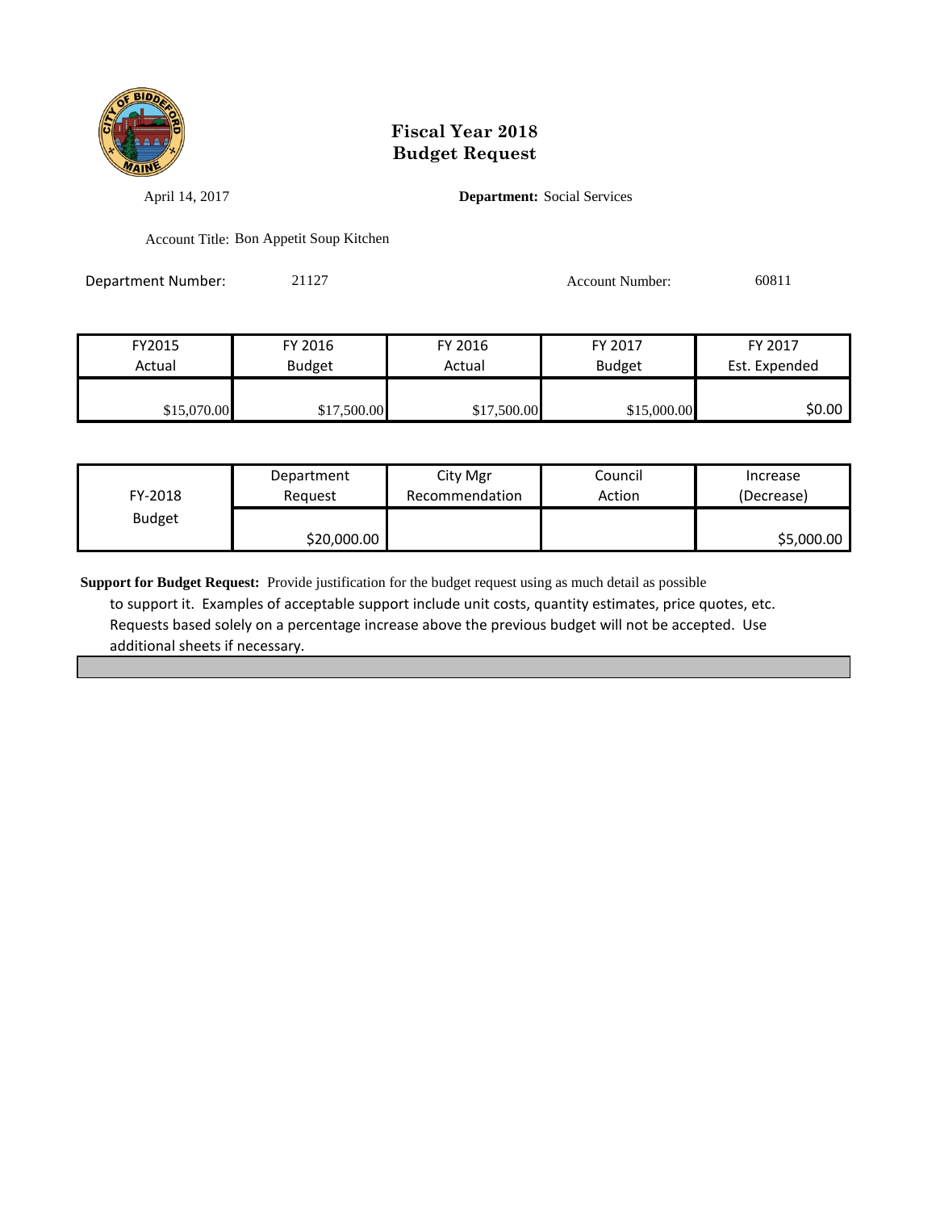# Fiscal Year 2018
# Budget Request

April 14, 2017

**Department:** Social Services

Account Title: Bon Appetit Soup Kitchen

Department Number: 21127

Account Number: 60811

| FY2015 Actual | FY 2016 Budget | FY 2016 Actual | FY 2017 Budget | FY 2017 Est. Expended |
|---|---|---|---|---|
| $15,070.00 | $17,500.00 | $17,500.00 | $15,000.00 | $0.00 |

| FY-2018 Budget | Department Request | City Mgr Recommendation | Council Action | Increase (Decrease) |
|---|---|---|---|---|
| | $20,000.00 | | | $5,000.00 |

**Support for Budget Request:** Provide justification for the budget request using as much detail as possible to support it. Examples of acceptable support include unit costs, quantity estimates, price quotes, etc. Requests based solely on a percentage increase above the previous budget will not be accepted. Use additional sheets if necessary.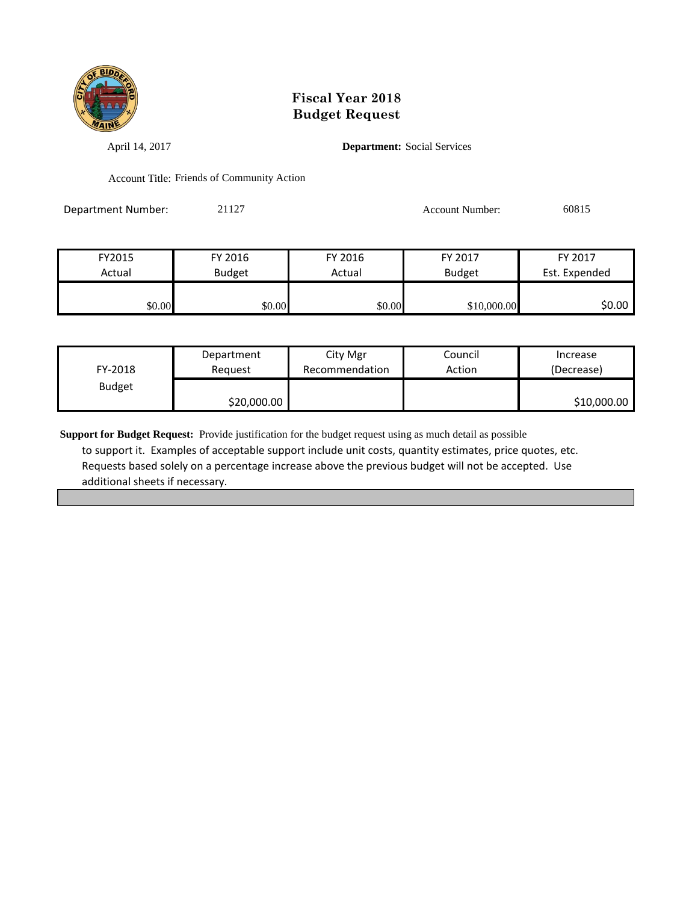# Fiscal Year 2018
# Budget Request

April 14, 2017

**Department:** Social Services

Account Title: Friends of Community Action

Department Number: 21127

Account Number: 60815

| FY2015 Actual | FY 2016 Budget | FY 2016 Actual | FY 2017 Budget | FY 2017 Est. Expended |
|---|---|---|---|---|
| $0.00 | $0.00 | $0.00 | $10,000.00 | $0.00 |

| FY-2018 Budget | Department Request | City Mgr Recommendation | Council Action | Increase (Decrease) |
|---|---|---|---|---|
| | $20,000.00 | | | $10,000.00 |

**Support for Budget Request:** Provide justification for the budget request using as much detail as possible to support it. Examples of acceptable support include unit costs, quantity estimates, price quotes, etc. Requests based solely on a percentage increase above the previous budget will not be accepted. Use additional sheets if necessary.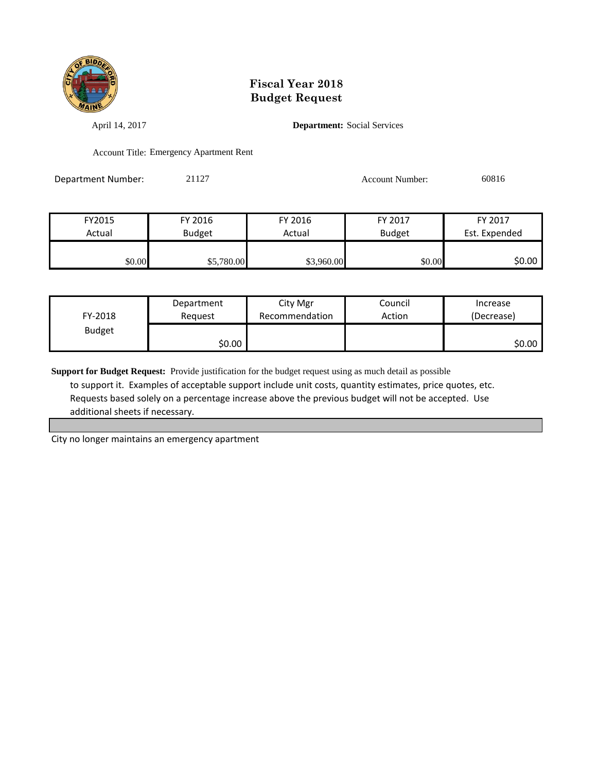# Fiscal Year 2018
# Budget Request

April 14, 2017

**Department:** Social Services

Account Title: Emergency Apartment Rent

Department Number: 21127

Account Number: 60816

| FY2015 Actual | FY 2016 Budget | FY 2016 Actual | FY 2017 Budget | FY 2017 Est. Expended |
|---|---|---|---|---|
| $0.00 | $5,780.00 | $3,960.00 | $0.00 | $0.00 |

| FY-2018 Budget | Department Request | City Mgr Recommendation | Council Action | Increase (Decrease) |
|---|---|---|---|---|
| | $0.00 | | | $0.00 |

**Support for Budget Request:** Provide justification for the budget request using as much detail as possible to support it. Examples of acceptable support include unit costs, quantity estimates, price quotes, etc. Requests based solely on a percentage increase above the previous budget will not be accepted. Use additional sheets if necessary.

City no longer maintains an emergency apartment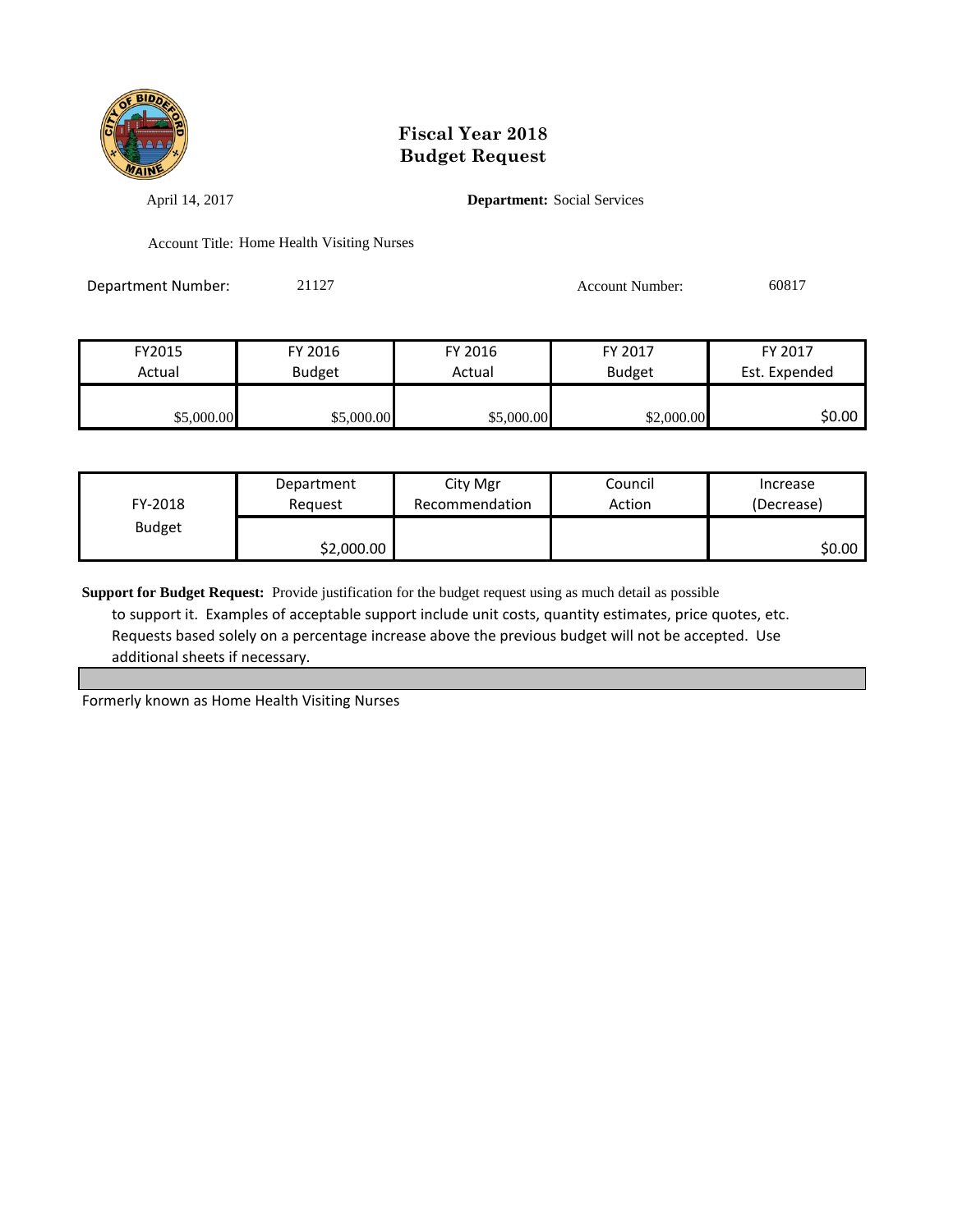# Fiscal Year 2018
# Budget Request

April 14, 2017

**Department:** Social Services

Account Title: Home Health Visiting Nurses

Department Number: 21127

Account Number: 60817

| FY2015 Actual | FY 2016 Budget | FY 2016 Actual | FY 2017 Budget | FY 2017 Est. Expended |
|---|---|---|---|---|
| $5,000.00 | $5,000.00 | $5,000.00 | $2,000.00 | $0.00 |

| FY-2018 Budget | Department Request | City Mgr Recommendation | Council Action | Increase (Decrease) |
|---|---|---|---|---|
| | $2,000.00 | | | $0.00 |

**Support for Budget Request:** Provide justification for the budget request using as much detail as possible to support it. Examples of acceptable support include unit costs, quantity estimates, price quotes, etc. Requests based solely on a percentage increase above the previous budget will not be accepted. Use additional sheets if necessary.

Formerly known as Home Health Visiting Nurses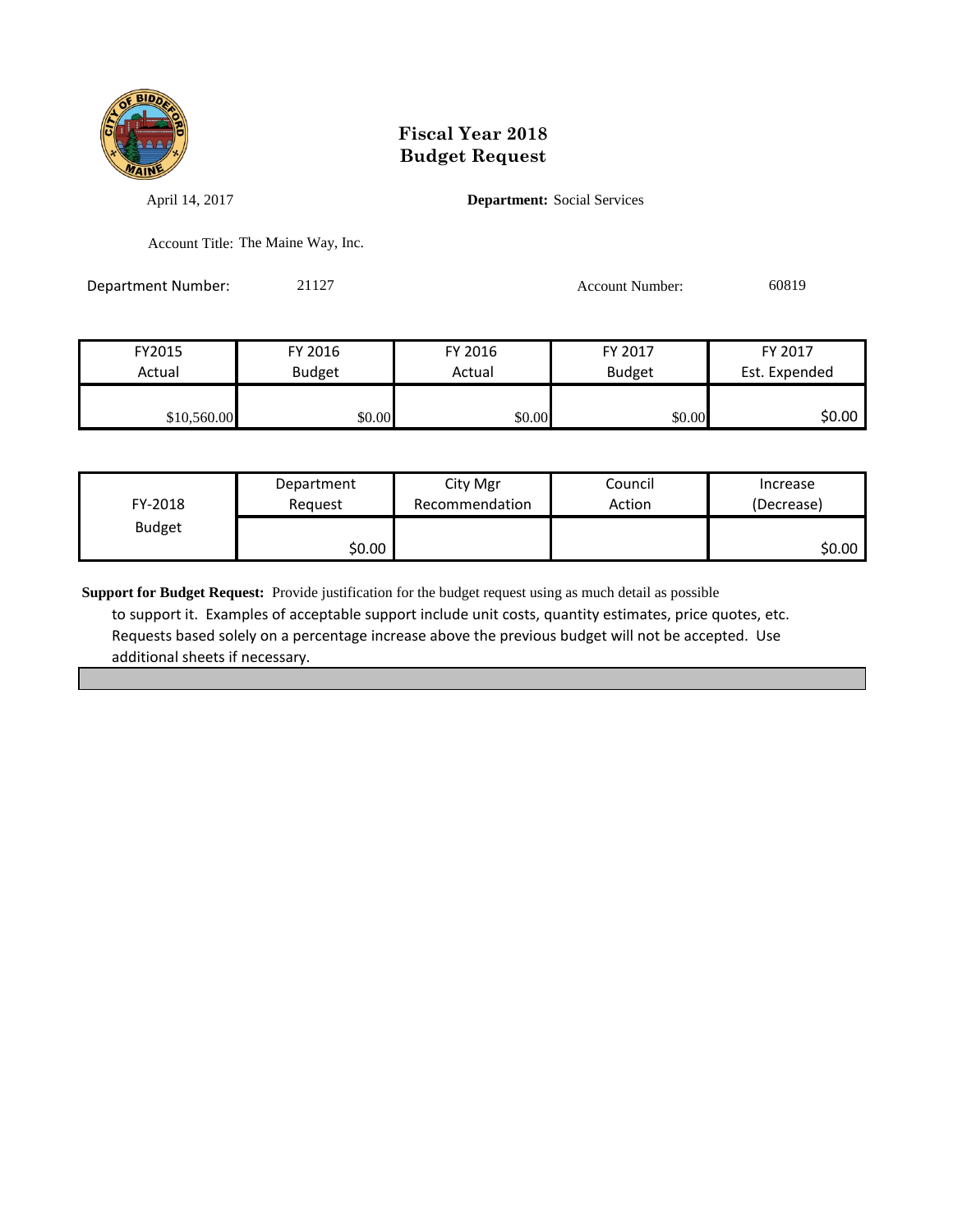# Fiscal Year 2018
# Budget Request

April 14, 2017

**Department:** Social Services

Account Title: The Maine Way, Inc.

Department Number: 21127

Account Number: 60819

| FY2015 Actual | FY 2016 Budget | FY 2016 Actual | FY 2017 Budget | FY 2017 Est. Expended |
|---|---|---|---|---|
| $10,560.00 | $0.00 | $0.00 | $0.00 | $0.00 |

| FY-2018 Budget | Department Request | City Mgr Recommendation | Council Action | Increase (Decrease) |
|---|---|---|---|---|
| | $0.00 | | | $0.00 |

**Support for Budget Request:** Provide justification for the budget request using as much detail as possible to support it. Examples of acceptable support include unit costs, quantity estimates, price quotes, etc. Requests based solely on a percentage increase above the previous budget will not be accepted. Use additional sheets if necessary.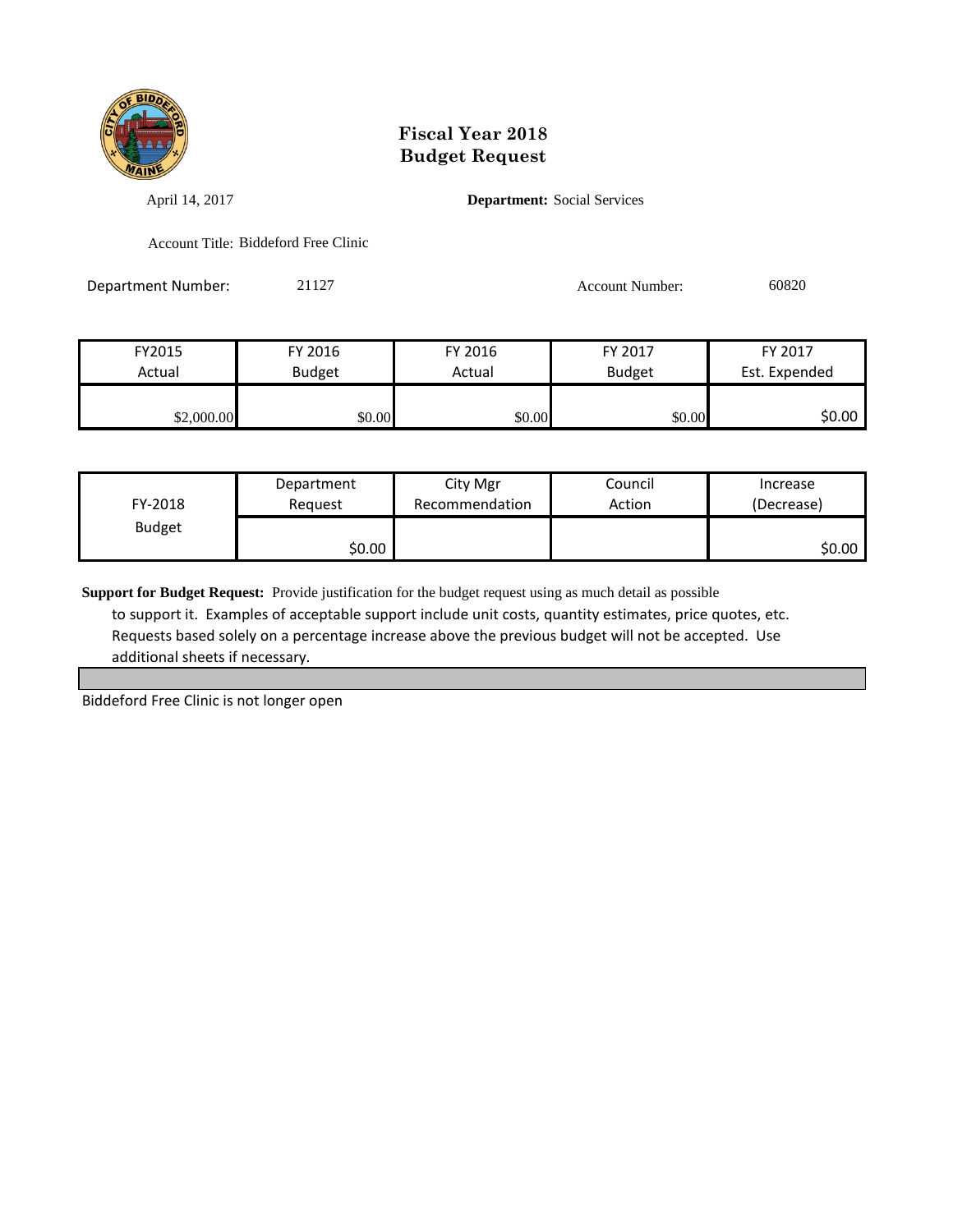# Fiscal Year 2018
# Budget Request

April 14, 2017

**Department:** Social Services

Account Title: Biddeford Free Clinic

Department Number: 21127

Account Number: 60820

| FY2015 Actual | FY 2016 Budget | FY 2016 Actual | FY 2017 Budget | FY 2017 Est. Expended |
|---|---|---|---|---|
| $2,000.00 | $0.00 | $0.00 | $0.00 | $0.00 |

| FY-2018 Budget | Department Request | City Mgr Recommendation | Council Action | Increase (Decrease) |
|---|---|---|---|---|
| | $0.00 | | | $0.00 |

**Support for Budget Request:** Provide justification for the budget request using as much detail as possible to support it. Examples of acceptable support include unit costs, quantity estimates, price quotes, etc. Requests based solely on a percentage increase above the previous budget will not be accepted. Use additional sheets if necessary.

Biddeford Free Clinic is not longer open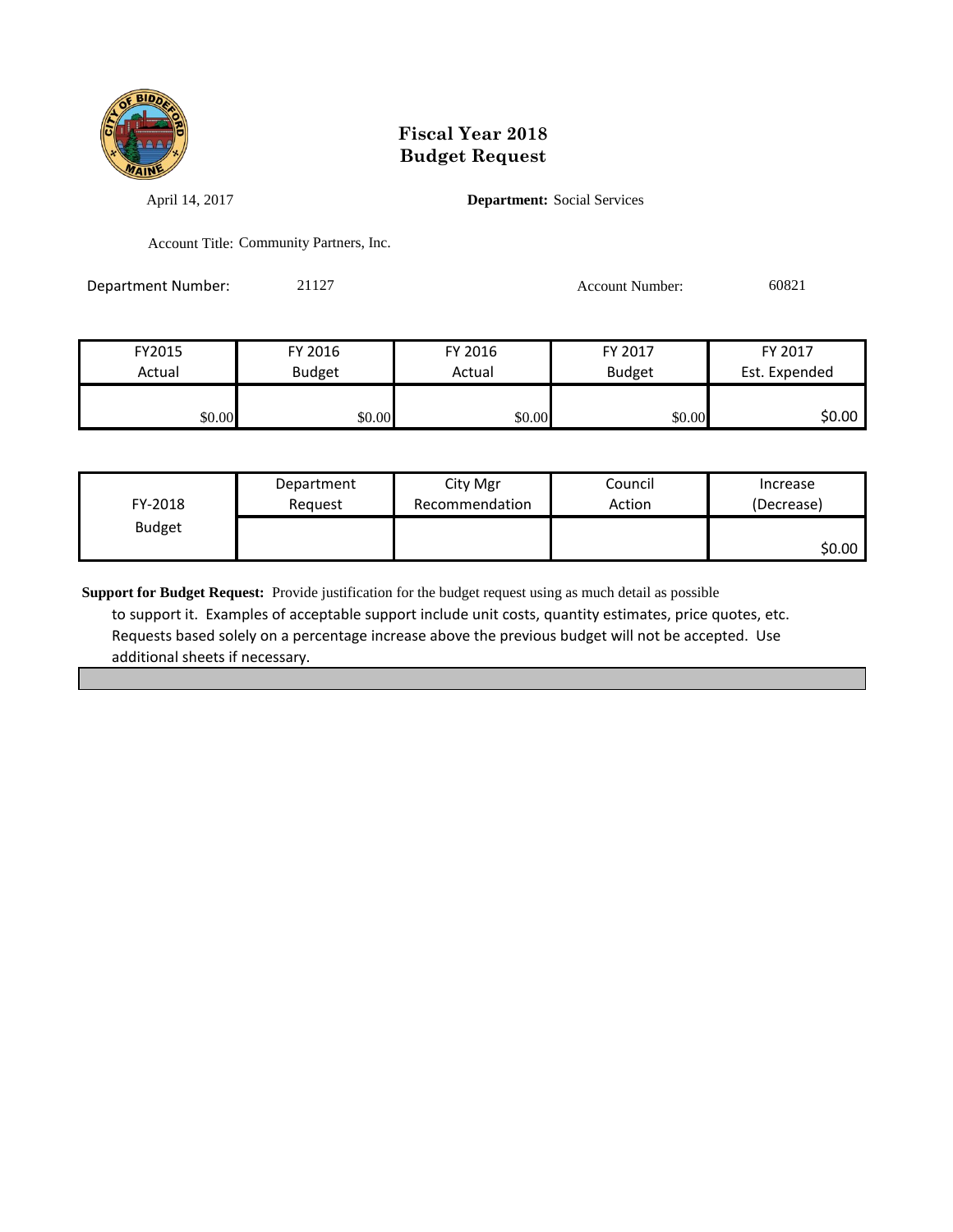# Fiscal Year 2018
# Budget Request

April 14, 2017

**Department:** Social Services

Account Title: Community Partners, Inc.

Department Number: 21127

Account Number: 60821

| FY2015 Actual | FY 2016 Budget | FY 2016 Actual | FY 2017 Budget | FY 2017 Est. Expended |
|---|---|---|---|---|
| $0.00 | $0.00 | $0.00 | $0.00 | $0.00 |

| FY-2018 Budget | Department Request | City Mgr Recommendation | Council Action | Increase (Decrease) |
|---|---|---|---|---|
| | | | | $0.00 |

**Support for Budget Request:** Provide justification for the budget request using as much detail as possible to support it. Examples of acceptable support include unit costs, quantity estimates, price quotes, etc. Requests based solely on a percentage increase above the previous budget will not be accepted. Use additional sheets if necessary.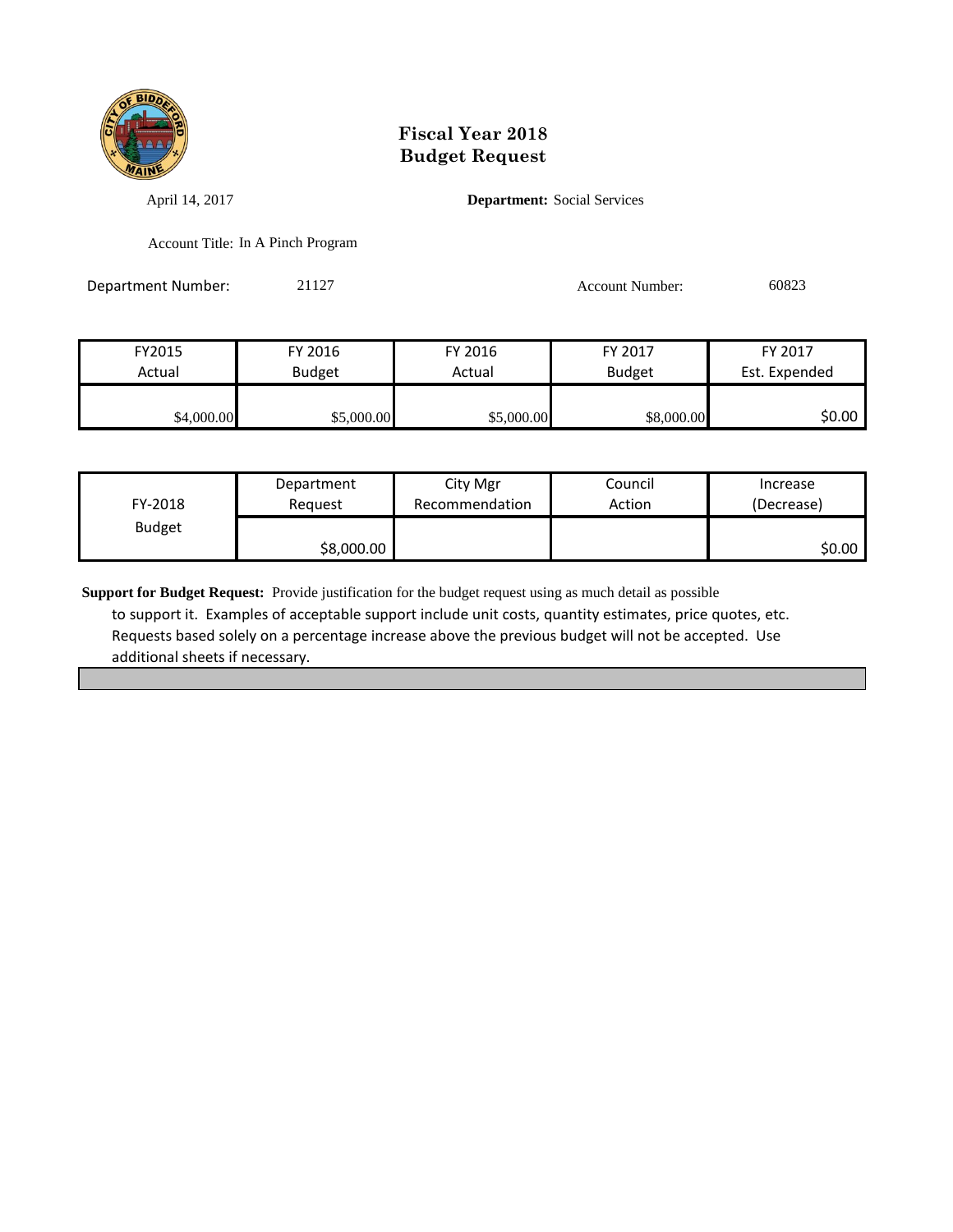# Fiscal Year 2018
# Budget Request

April 14, 2017 **Department:** Social Services

Account Title: In A Pinch Program

Department Number: 21127 Account Number: 60823

| FY2015 Actual | FY 2016 Budget | FY 2016 Actual | FY 2017 Budget | FY 2017 Est. Expended |
|---|---|---|---|---|
| $4,000.00 | $5,000.00 | $5,000.00 | $8,000.00 | $0.00 |

| FY-2018 Budget | Department Request | City Mgr Recommendation | Council Action | Increase (Decrease) |
|---|---|---|---|---|
| | $8,000.00 | | | $0.00 |

**Support for Budget Request:** Provide justification for the budget request using as much detail as possible to support it. Examples of acceptable support include unit costs, quantity estimates, price quotes, etc. Requests based solely on a percentage increase above the previous budget will not be accepted. Use additional sheets if necessary.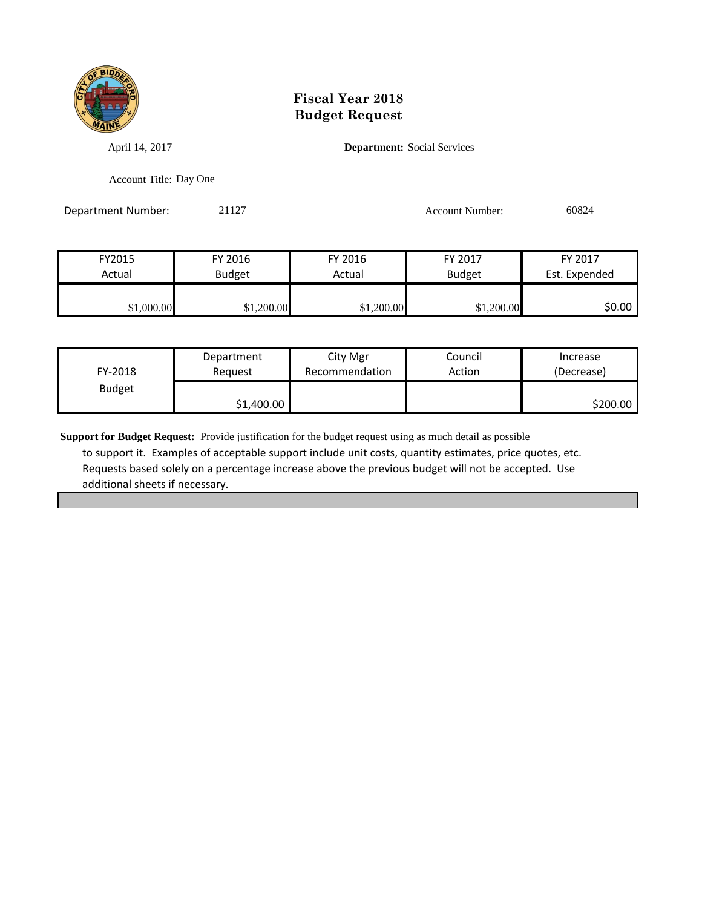# Fiscal Year 2018
# Budget Request

April 14, 2017

**Department:** Social Services

Account Title: Day One

Department Number: 21127

Account Number: 60824

| FY2015 Actual | FY 2016 Budget | FY 2016 Actual | FY 2017 Budget | FY 2017 Est. Expended |
|---|---|---|---|---|
| $1,000.00 | $1,200.00 | $1,200.00 | $1,200.00 | $0.00 |

| FY-2018 Budget | Department Request | City Mgr Recommendation | Council Action | Increase (Decrease) |
|---|---|---|---|---|
| | $1,400.00 | | | $200.00 |

**Support for Budget Request:** Provide justification for the budget request using as much detail as possible to support it. Examples of acceptable support include unit costs, quantity estimates, price quotes, etc. Requests based solely on a percentage increase above the previous budget will not be accepted. Use additional sheets if necessary.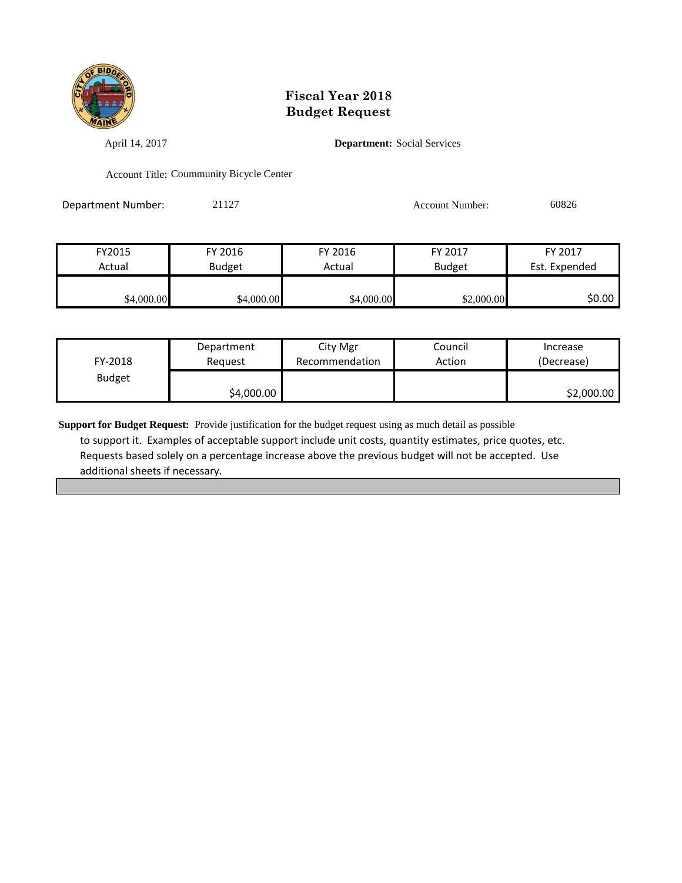# Fiscal Year 2018
# Budget Request

April 14, 2017 **Department:** Social Services

Account Title: Coummunity Bicycle Center

Department Number: 21127 Account Number: 60826

| FY2015 Actual | FY 2016 Budget | FY 2016 Actual | FY 2017 Budget | FY 2017 Est. Expended |
|---|---|---|---|---|
| $4,000.00 | $4,000.00 | $4,000.00 | $2,000.00 | $0.00 |

| FY-2018 Budget | Department Request | City Mgr Recommendation | Council Action | Increase (Decrease) |
|---|---|---|---|---|
| | $4,000.00 | | | $2,000.00 |

**Support for Budget Request:** Provide justification for the budget request using as much detail as possible to support it. Examples of acceptable support include unit costs, quantity estimates, price quotes, etc. Requests based solely on a percentage increase above the previous budget will not be accepted. Use additional sheets if necessary.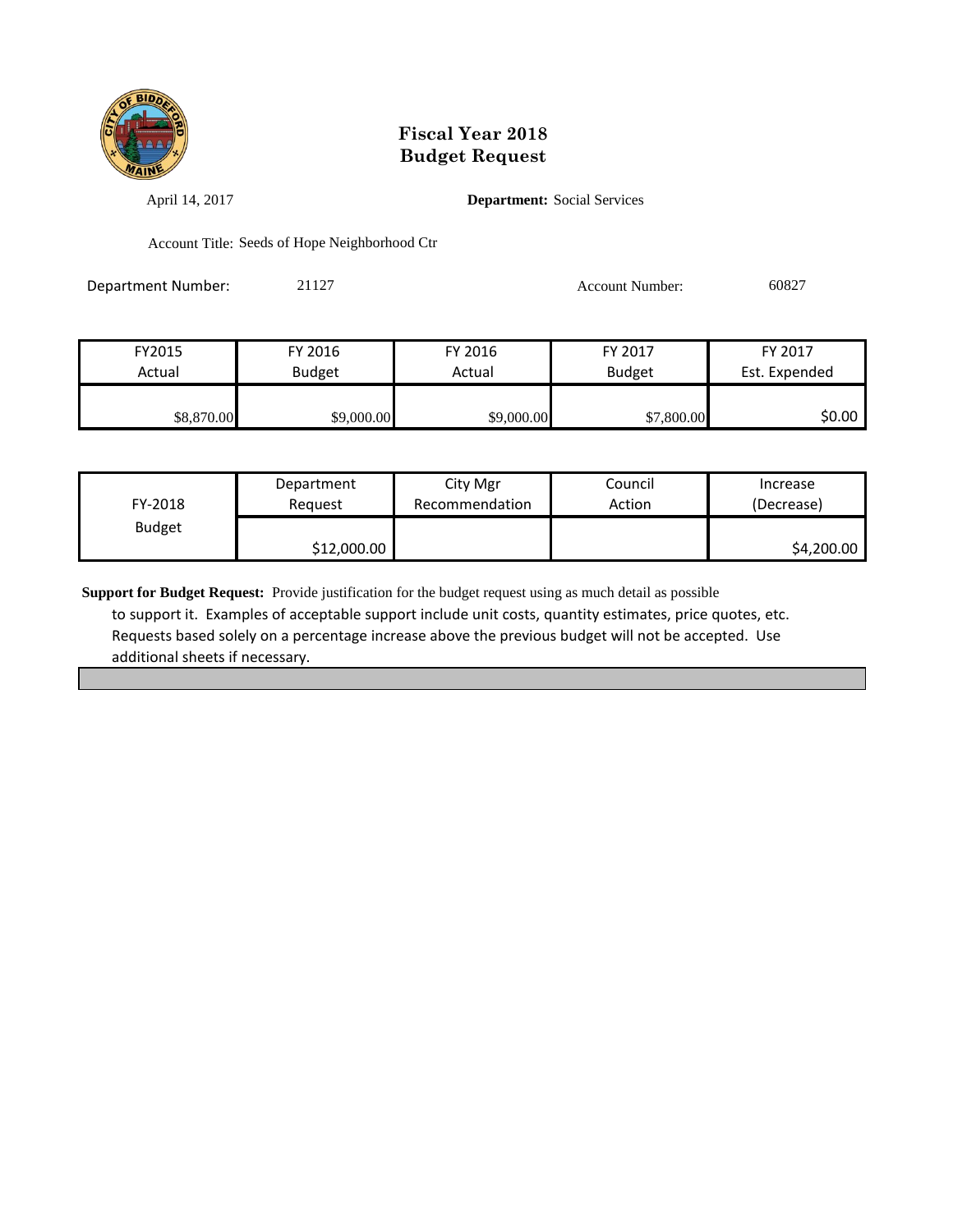# Fiscal Year 2018
# Budget Request

April 14, 2017

**Department:** Social Services

Account Title: Seeds of Hope Neighborhood Ctr

Department Number: 21127

Account Number: 60827

| FY2015 Actual | FY 2016 Budget | FY 2016 Actual | FY 2017 Budget | FY 2017 Est. Expended |
|---|---|---|---|---|
| $8,870.00 | $9,000.00 | $9,000.00 | $7,800.00 | $0.00 |

| FY-2018 Budget | Department Request | City Mgr Recommendation | Council Action | Increase (Decrease) |
|---|---|---|---|---|
| | $12,000.00 | | | $4,200.00 |

**Support for Budget Request:** Provide justification for the budget request using as much detail as possible to support it. Examples of acceptable support include unit costs, quantity estimates, price quotes, etc. Requests based solely on a percentage increase above the previous budget will not be accepted. Use additional sheets if necessary.